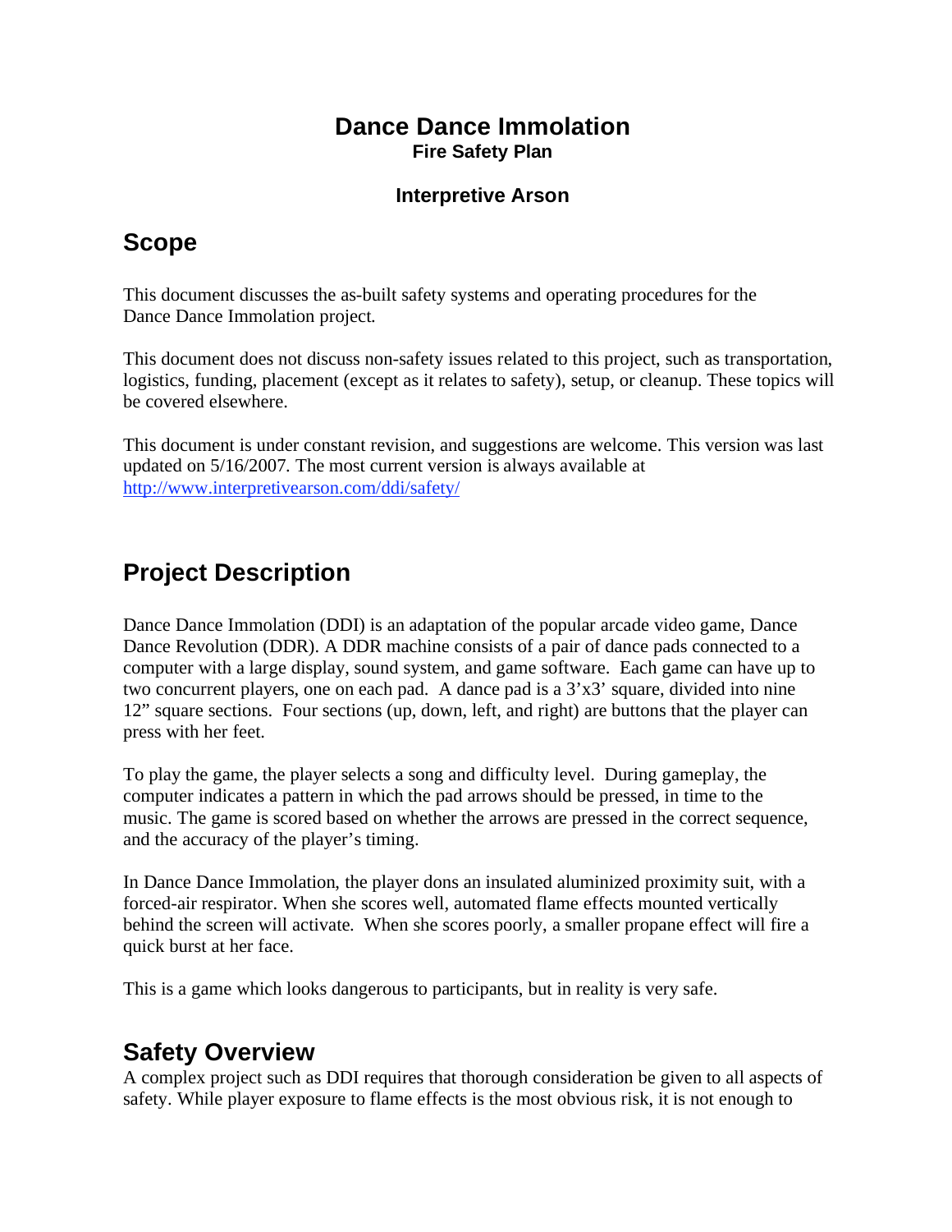# Dance Dance Immolation

**Fire Safety Plan**

**Interpretive Arson**

## Scope

This document discusses the as-built safety systems and operating procedures for the Dance Dance Immolation project.

This document does not discuss non-safety issues related to this project, such as transportation, logistics, funding, placement (except as it relates to safety), setup, or cleanup. These topics will be covered elsewhere.

This document is under constant revision, and suggestions are welcome. This version was last updated on 5/16/2007. The most current version is always available at http://www.interpretivearson.com/ddi/safety/

## Project Description

Dance Dance Immolation (DDI) is an adaptation of the popular arcade video game, Dance Dance Revolution (DDR). A DDR machine consists of a pair of dance pads connected to a computer with a large display, sound system, and game software. Each game can have up to two concurrent players, one on each pad. A dance pad is a 3'x3' square, divided into nine 12" square sections. Four sections (up, down, left, and right) are buttons that the player can press with her feet.

To play the game, the player selects a song and difficulty level. During gameplay, the computer indicates a pattern in which the pad arrows should be pressed, in time to the music. The game is scored based on whether the arrows are pressed in the correct sequence, and the accuracy of the player's timing.

In Dance Dance Immolation, the player dons an insulated aluminized proximity suit, with a forced-air respirator. When she scores well, automated flame effects mounted vertically behind the screen will activate. When she scores poorly, a smaller propane effect will fire a quick burst at her face.

This is a game which looks dangerous to participants, but in reality is very safe.

## Safety Overview

A complex project such as DDI requires that thorough consideration be given to all aspects of safety. While player exposure to flame effects is the most obvious risk, it is not enough to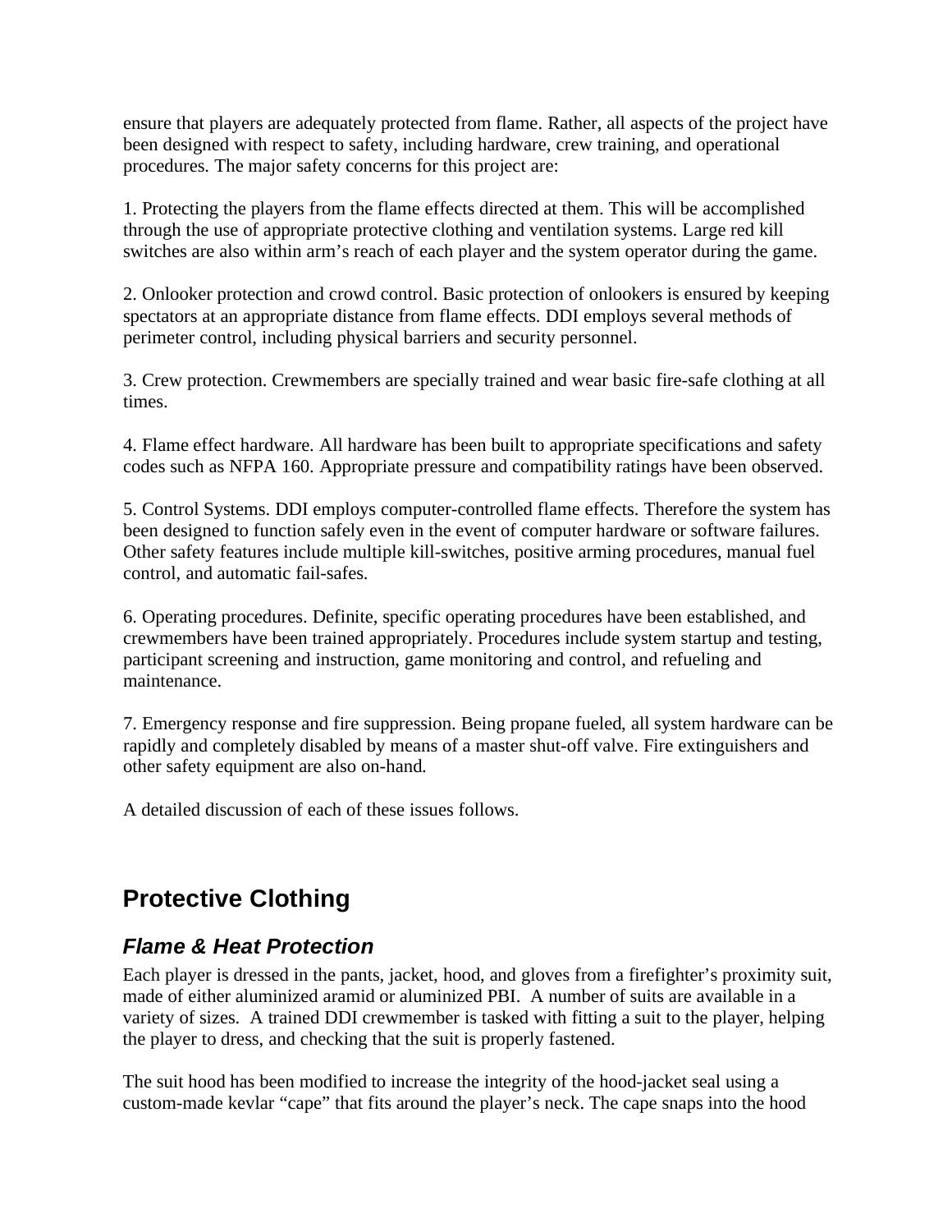ensure that players are adequately protected from flame. Rather, all aspects of the project have been designed with respect to safety, including hardware, crew training, and operational procedures. The major safety concerns for this project are:

1. Protecting the players from the flame effects directed at them. This will be accomplished through the use of appropriate protective clothing and ventilation systems. Large red kill switches are also within arm's reach of each player and the system operator during the game.

2. Onlooker protection and crowd control. Basic protection of onlookers is ensured by keeping spectators at an appropriate distance from flame effects. DDI employs several methods of perimeter control, including physical barriers and security personnel.

3. Crew protection. Crewmembers are specially trained and wear basic fire-safe clothing at all times.

4. Flame effect hardware. All hardware has been built to appropriate specifications and safety codes such as NFPA 160. Appropriate pressure and compatibility ratings have been observed.

5. Control Systems. DDI employs computer-controlled flame effects. Therefore the system has been designed to function safely even in the event of computer hardware or software failures. Other safety features include multiple kill-switches, positive arming procedures, manual fuel control, and automatic fail-safes.

6. Operating procedures. Definite, specific operating procedures have been established, and crewmembers have been trained appropriately. Procedures include system startup and testing, participant screening and instruction, game monitoring and control, and refueling and maintenance.

7. Emergency response and fire suppression. Being propane fueled, all system hardware can be rapidly and completely disabled by means of a master shut-off valve. Fire extinguishers and other safety equipment are also on-hand.

A detailed discussion of each of these issues follows.

# Protective Clothing

## *Flame & Heat Protection*

Each player is dressed in the pants, jacket, hood, and gloves from a firefighter's proximity suit, made of either aluminized aramid or aluminized PBI. A number of suits are available in a variety of sizes. A trained DDI crewmember is tasked with fitting a suit to the player, helping the player to dress, and checking that the suit is properly fastened.

The suit hood has been modified to increase the integrity of the hood-jacket seal using a custom-made kevlar "cape" that fits around the player's neck. The cape snaps into the hood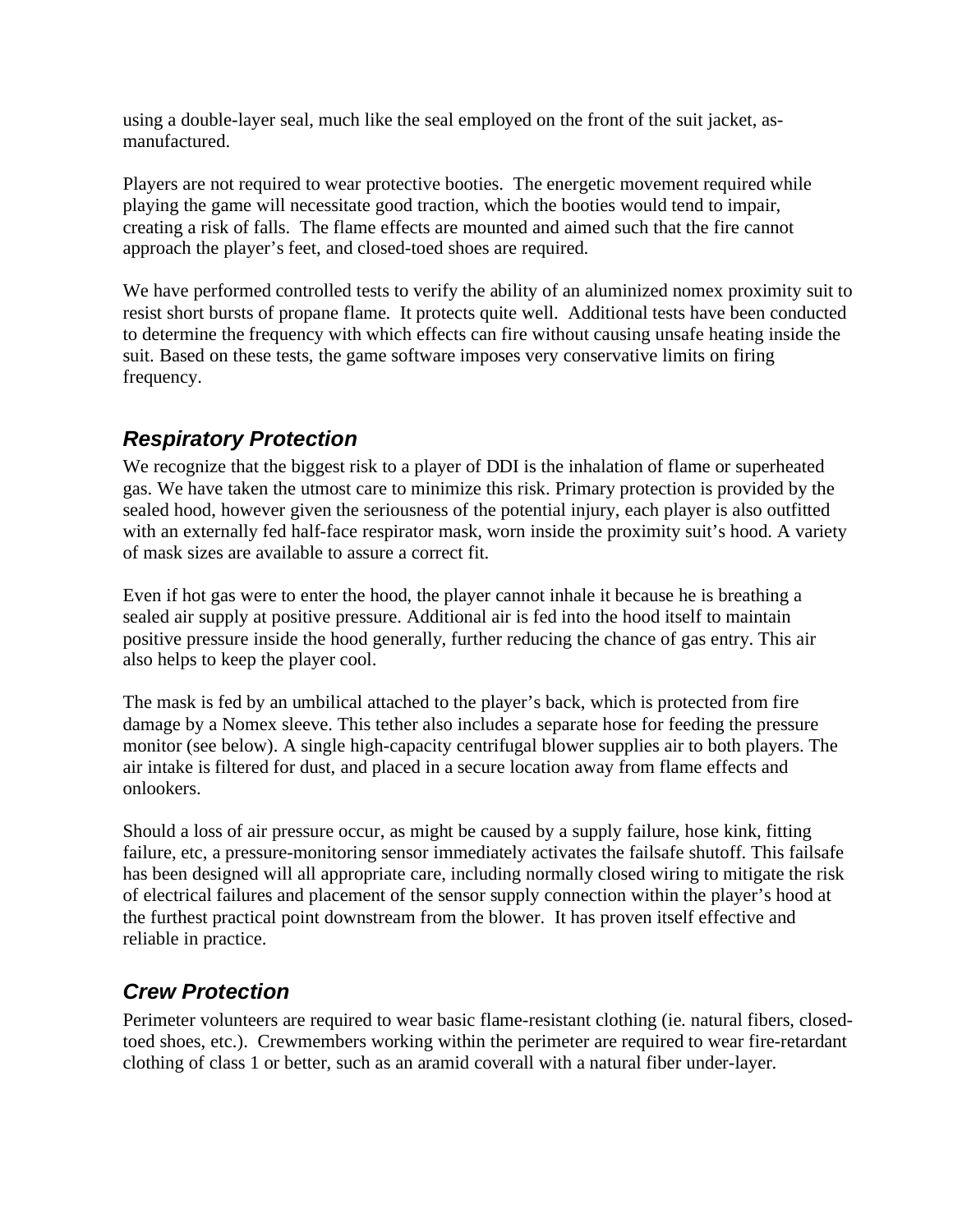using a double-layer seal, much like the seal employed on the front of the suit jacket, as-manufactured.

Players are not required to wear protective booties. The energetic movement required while playing the game will necessitate good traction, which the booties would tend to impair, creating a risk of falls. The flame effects are mounted and aimed such that the fire cannot approach the player's feet, and closed-toed shoes are required.

We have performed controlled tests to verify the ability of an aluminized nomex proximity suit to resist short bursts of propane flame. It protects quite well. Additional tests have been conducted to determine the frequency with which effects can fire without causing unsafe heating inside the suit. Based on these tests, the game software imposes very conservative limits on firing frequency.

## *Respiratory Protection*

We recognize that the biggest risk to a player of DDI is the inhalation of flame or superheated gas. We have taken the utmost care to minimize this risk. Primary protection is provided by the sealed hood, however given the seriousness of the potential injury, each player is also outfitted with an externally fed half-face respirator mask, worn inside the proximity suit's hood. A variety of mask sizes are available to assure a correct fit.

Even if hot gas were to enter the hood, the player cannot inhale it because he is breathing a sealed air supply at positive pressure. Additional air is fed into the hood itself to maintain positive pressure inside the hood generally, further reducing the chance of gas entry. This air also helps to keep the player cool.

The mask is fed by an umbilical attached to the player's back, which is protected from fire damage by a Nomex sleeve. This tether also includes a separate hose for feeding the pressure monitor (see below). A single high-capacity centrifugal blower supplies air to both players. The air intake is filtered for dust, and placed in a secure location away from flame effects and onlookers.

Should a loss of air pressure occur, as might be caused by a supply failure, hose kink, fitting failure, etc, a pressure-monitoring sensor immediately activates the failsafe shutoff. This failsafe has been designed will all appropriate care, including normally closed wiring to mitigate the risk of electrical failures and placement of the sensor supply connection within the player's hood at the furthest practical point downstream from the blower. It has proven itself effective and reliable in practice.

## *Crew Protection*

Perimeter volunteers are required to wear basic flame-resistant clothing (ie. natural fibers, closed-toed shoes, etc.). Crewmembers working within the perimeter are required to wear fire-retardant clothing of class 1 or better, such as an aramid coverall with a natural fiber under-layer.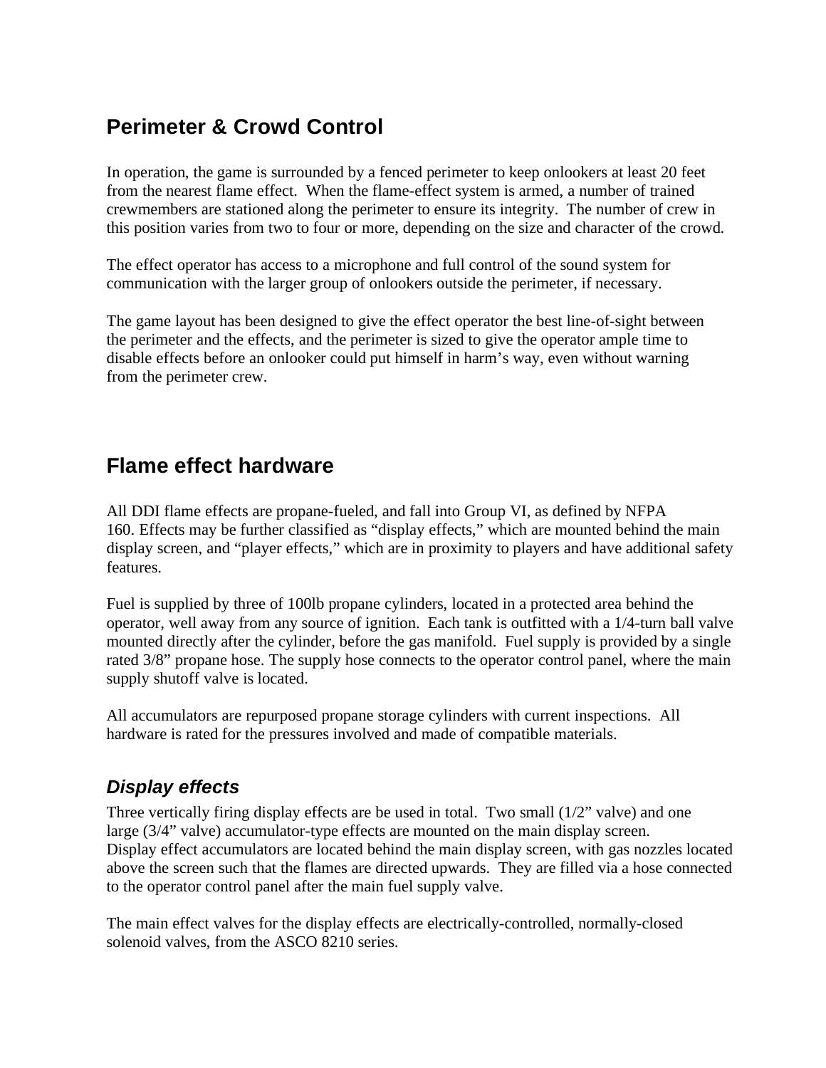## Perimeter & Crowd Control

In operation, the game is surrounded by a fenced perimeter to keep onlookers at least 20 feet from the nearest flame effect. When the flame-effect system is armed, a number of trained crewmembers are stationed along the perimeter to ensure its integrity. The number of crew in this position varies from two to four or more, depending on the size and character of the crowd.

The effect operator has access to a microphone and full control of the sound system for communication with the larger group of onlookers outside the perimeter, if necessary.

The game layout has been designed to give the effect operator the best line-of-sight between the perimeter and the effects, and the perimeter is sized to give the operator ample time to disable effects before an onlooker could put himself in harm's way, even without warning from the perimeter crew.

## Flame effect hardware

All DDI flame effects are propane-fueled, and fall into Group VI, as defined by NFPA 160. Effects may be further classified as "display effects," which are mounted behind the main display screen, and "player effects," which are in proximity to players and have additional safety features.

Fuel is supplied by three of 100lb propane cylinders, located in a protected area behind the operator, well away from any source of ignition. Each tank is outfitted with a 1/4-turn ball valve mounted directly after the cylinder, before the gas manifold. Fuel supply is provided by a single rated 3/8" propane hose. The supply hose connects to the operator control panel, where the main supply shutoff valve is located.

All accumulators are repurposed propane storage cylinders with current inspections. All hardware is rated for the pressures involved and made of compatible materials.

### *Display effects*

Three vertically firing display effects are be used in total. Two small (1/2" valve) and one large (3/4" valve) accumulator-type effects are mounted on the main display screen. Display effect accumulators are located behind the main display screen, with gas nozzles located above the screen such that the flames are directed upwards. They are filled via a hose connected to the operator control panel after the main fuel supply valve.

The main effect valves for the display effects are electrically-controlled, normally-closed solenoid valves, from the ASCO 8210 series.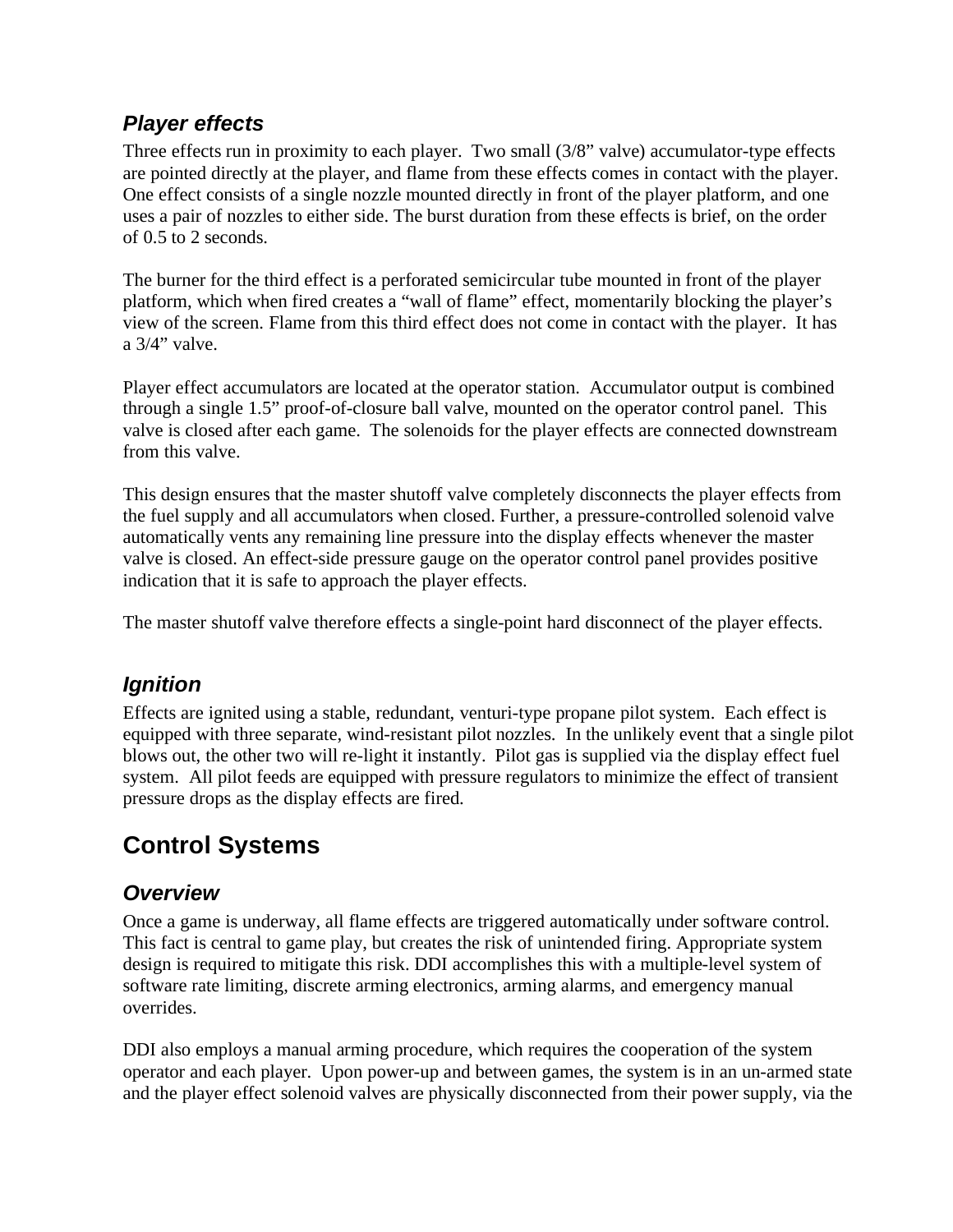### *Player effects*

Three effects run in proximity to each player. Two small (3/8" valve) accumulator-type effects are pointed directly at the player, and flame from these effects comes in contact with the player. One effect consists of a single nozzle mounted directly in front of the player platform, and one uses a pair of nozzles to either side. The burst duration from these effects is brief, on the order of 0.5 to 2 seconds.

The burner for the third effect is a perforated semicircular tube mounted in front of the player platform, which when fired creates a "wall of flame" effect, momentarily blocking the player's view of the screen. Flame from this third effect does not come in contact with the player. It has a 3/4" valve.

Player effect accumulators are located at the operator station. Accumulator output is combined through a single 1.5" proof-of-closure ball valve, mounted on the operator control panel. This valve is closed after each game. The solenoids for the player effects are connected downstream from this valve.

This design ensures that the master shutoff valve completely disconnects the player effects from the fuel supply and all accumulators when closed. Further, a pressure-controlled solenoid valve automatically vents any remaining line pressure into the display effects whenever the master valve is closed. An effect-side pressure gauge on the operator control panel provides positive indication that it is safe to approach the player effects.

The master shutoff valve therefore effects a single-point hard disconnect of the player effects.

### *Ignition*

Effects are ignited using a stable, redundant, venturi-type propane pilot system. Each effect is equipped with three separate, wind-resistant pilot nozzles. In the unlikely event that a single pilot blows out, the other two will re-light it instantly. Pilot gas is supplied via the display effect fuel system. All pilot feeds are equipped with pressure regulators to minimize the effect of transient pressure drops as the display effects are fired.

## Control Systems

### *Overview*

Once a game is underway, all flame effects are triggered automatically under software control. This fact is central to game play, but creates the risk of unintended firing. Appropriate system design is required to mitigate this risk. DDI accomplishes this with a multiple-level system of software rate limiting, discrete arming electronics, arming alarms, and emergency manual overrides.

DDI also employs a manual arming procedure, which requires the cooperation of the system operator and each player. Upon power-up and between games, the system is in an un-armed state and the player effect solenoid valves are physically disconnected from their power supply, via the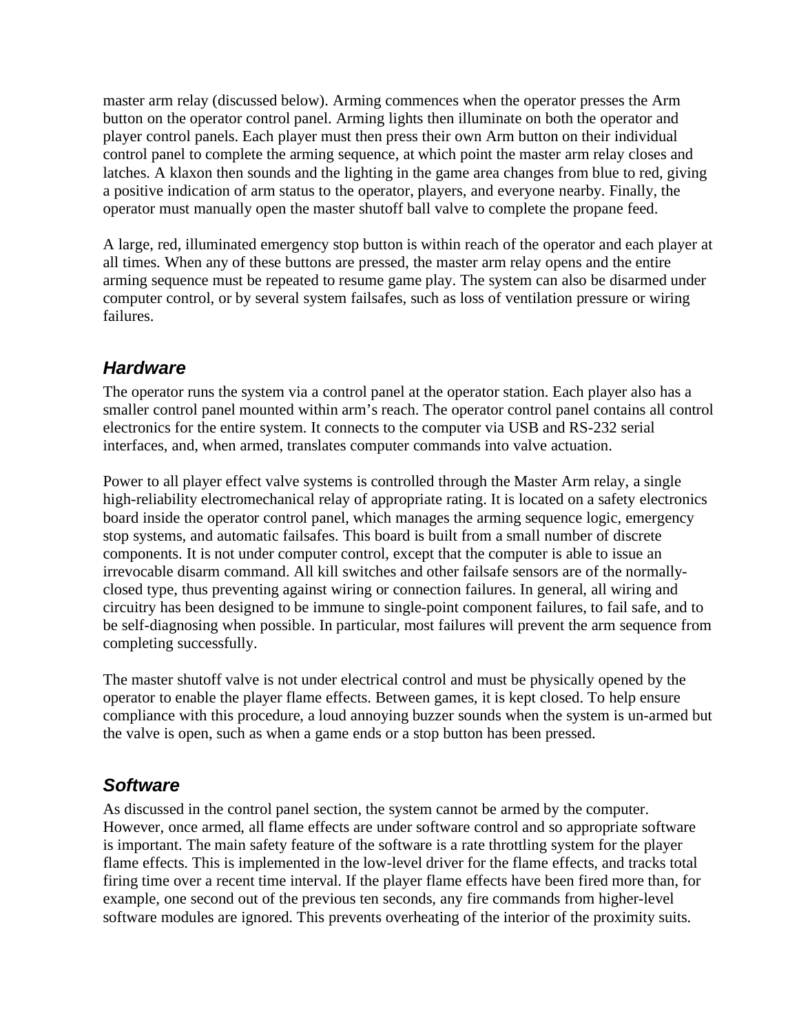master arm relay (discussed below). Arming commences when the operator presses the Arm button on the operator control panel. Arming lights then illuminate on both the operator and player control panels. Each player must then press their own Arm button on their individual control panel to complete the arming sequence, at which point the master arm relay closes and latches. A klaxon then sounds and the lighting in the game area changes from blue to red, giving a positive indication of arm status to the operator, players, and everyone nearby. Finally, the operator must manually open the master shutoff ball valve to complete the propane feed.

A large, red, illuminated emergency stop button is within reach of the operator and each player at all times. When any of these buttons are pressed, the master arm relay opens and the entire arming sequence must be repeated to resume game play. The system can also be disarmed under computer control, or by several system failsafes, such as loss of ventilation pressure or wiring failures.

### *Hardware*

The operator runs the system via a control panel at the operator station. Each player also has a smaller control panel mounted within arm's reach. The operator control panel contains all control electronics for the entire system. It connects to the computer via USB and RS-232 serial interfaces, and, when armed, translates computer commands into valve actuation.

Power to all player effect valve systems is controlled through the Master Arm relay, a single high-reliability electromechanical relay of appropriate rating. It is located on a safety electronics board inside the operator control panel, which manages the arming sequence logic, emergency stop systems, and automatic failsafes. This board is built from a small number of discrete components. It is not under computer control, except that the computer is able to issue an irrevocable disarm command. All kill switches and other failsafe sensors are of the normally-closed type, thus preventing against wiring or connection failures. In general, all wiring and circuitry has been designed to be immune to single-point component failures, to fail safe, and to be self-diagnosing when possible. In particular, most failures will prevent the arm sequence from completing successfully.

The master shutoff valve is not under electrical control and must be physically opened by the operator to enable the player flame effects. Between games, it is kept closed. To help ensure compliance with this procedure, a loud annoying buzzer sounds when the system is un-armed but the valve is open, such as when a game ends or a stop button has been pressed.

### *Software*

As discussed in the control panel section, the system cannot be armed by the computer. However, once armed, all flame effects are under software control and so appropriate software is important. The main safety feature of the software is a rate throttling system for the player flame effects. This is implemented in the low-level driver for the flame effects, and tracks total firing time over a recent time interval. If the player flame effects have been fired more than, for example, one second out of the previous ten seconds, any fire commands from higher-level software modules are ignored. This prevents overheating of the interior of the proximity suits.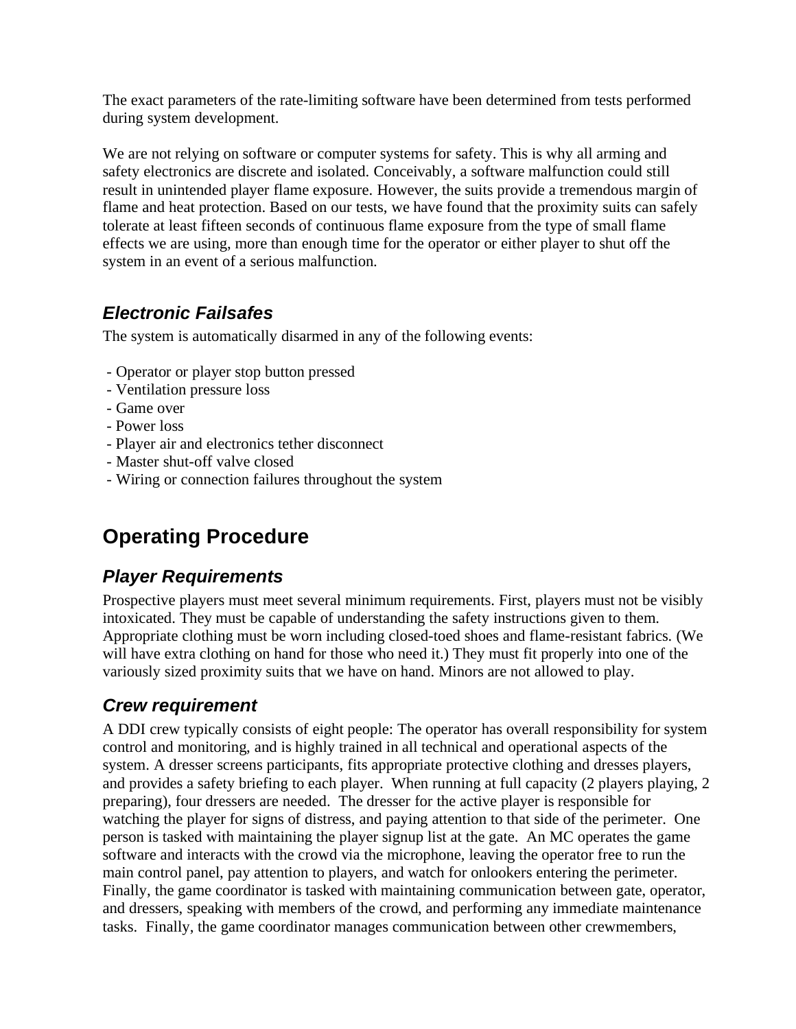The exact parameters of the rate-limiting software have been determined from tests performed during system development.

We are not relying on software or computer systems for safety. This is why all arming and safety electronics are discrete and isolated. Conceivably, a software malfunction could still result in unintended player flame exposure. However, the suits provide a tremendous margin of flame and heat protection. Based on our tests, we have found that the proximity suits can safely tolerate at least fifteen seconds of continuous flame exposure from the type of small flame effects we are using, more than enough time for the operator or either player to shut off the system in an event of a serious malfunction.

### *Electronic Failsafes*

The system is automatically disarmed in any of the following events:

- Operator or player stop button pressed
- Ventilation pressure loss
- Game over
- Power loss
- Player air and electronics tether disconnect
- Master shut-off valve closed
- Wiring or connection failures throughout the system

## Operating Procedure

### *Player Requirements*

Prospective players must meet several minimum requirements. First, players must not be visibly intoxicated. They must be capable of understanding the safety instructions given to them. Appropriate clothing must be worn including closed-toed shoes and flame-resistant fabrics. (We will have extra clothing on hand for those who need it.) They must fit properly into one of the variously sized proximity suits that we have on hand. Minors are not allowed to play.

### *Crew requirement*

A DDI crew typically consists of eight people: The operator has overall responsibility for system control and monitoring, and is highly trained in all technical and operational aspects of the system. A dresser screens participants, fits appropriate protective clothing and dresses players, and provides a safety briefing to each player. When running at full capacity (2 players playing, 2 preparing), four dressers are needed. The dresser for the active player is responsible for watching the player for signs of distress, and paying attention to that side of the perimeter. One person is tasked with maintaining the player signup list at the gate. An MC operates the game software and interacts with the crowd via the microphone, leaving the operator free to run the main control panel, pay attention to players, and watch for onlookers entering the perimeter. Finally, the game coordinator is tasked with maintaining communication between gate, operator, and dressers, speaking with members of the crowd, and performing any immediate maintenance tasks. Finally, the game coordinator manages communication between other crewmembers,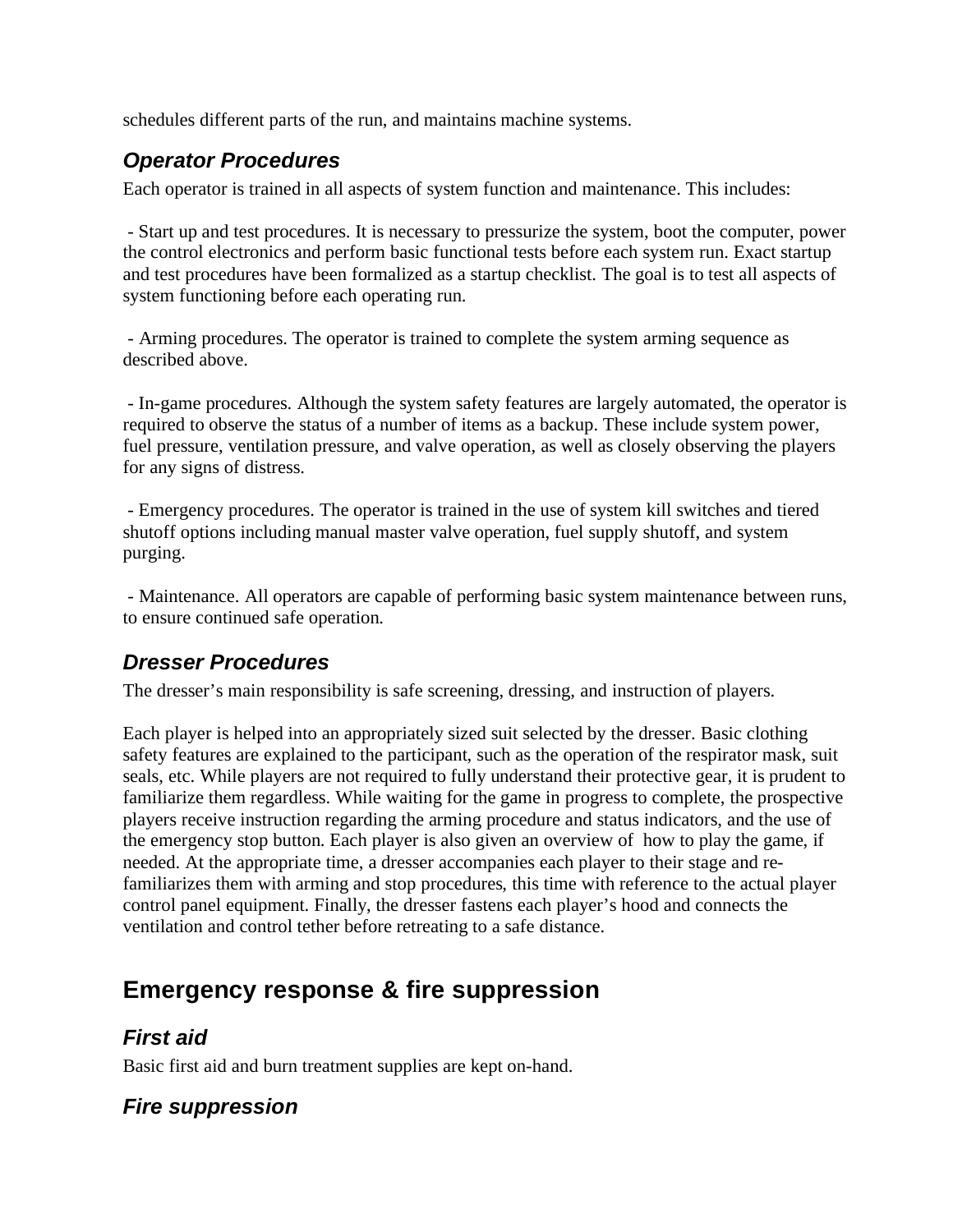schedules different parts of the run, and maintains machine systems.

### *Operator Procedures*

Each operator is trained in all aspects of system function and maintenance. This includes:

- Start up and test procedures. It is necessary to pressurize the system, boot the computer, power the control electronics and perform basic functional tests before each system run. Exact startup and test procedures have been formalized as a startup checklist. The goal is to test all aspects of system functioning before each operating run.

- Arming procedures. The operator is trained to complete the system arming sequence as described above.

- In-game procedures. Although the system safety features are largely automated, the operator is required to observe the status of a number of items as a backup. These include system power, fuel pressure, ventilation pressure, and valve operation, as well as closely observing the players for any signs of distress.

- Emergency procedures. The operator is trained in the use of system kill switches and tiered shutoff options including manual master valve operation, fuel supply shutoff, and system purging.

- Maintenance. All operators are capable of performing basic system maintenance between runs, to ensure continued safe operation.

### *Dresser Procedures*

The dresser's main responsibility is safe screening, dressing, and instruction of players.

Each player is helped into an appropriately sized suit selected by the dresser. Basic clothing safety features are explained to the participant, such as the operation of the respirator mask, suit seals, etc. While players are not required to fully understand their protective gear, it is prudent to familiarize them regardless. While waiting for the game in progress to complete, the prospective players receive instruction regarding the arming procedure and status indicators, and the use of the emergency stop button. Each player is also given an overview of how to play the game, if needed. At the appropriate time, a dresser accompanies each player to their stage and re-familiarizes them with arming and stop procedures, this time with reference to the actual player control panel equipment. Finally, the dresser fastens each player's hood and connects the ventilation and control tether before retreating to a safe distance.

## Emergency response & fire suppression

### *First aid*

Basic first aid and burn treatment supplies are kept on-hand.

### *Fire suppression*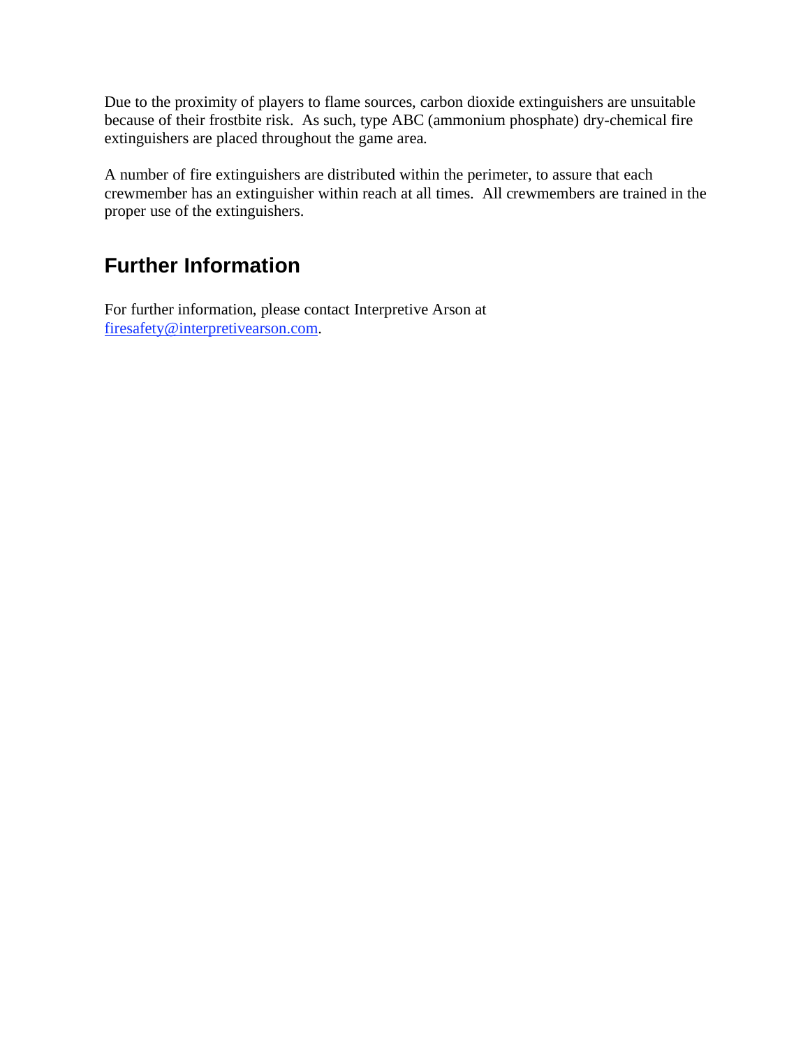Due to the proximity of players to flame sources, carbon dioxide extinguishers are unsuitable because of their frostbite risk. As such, type ABC (ammonium phosphate) dry-chemical fire extinguishers are placed throughout the game area.

A number of fire extinguishers are distributed within the perimeter, to assure that each crewmember has an extinguisher within reach at all times. All crewmembers are trained in the proper use of the extinguishers.

## Further Information

For further information, please contact Interpretive Arson at firesafety@interpretivearson.com.